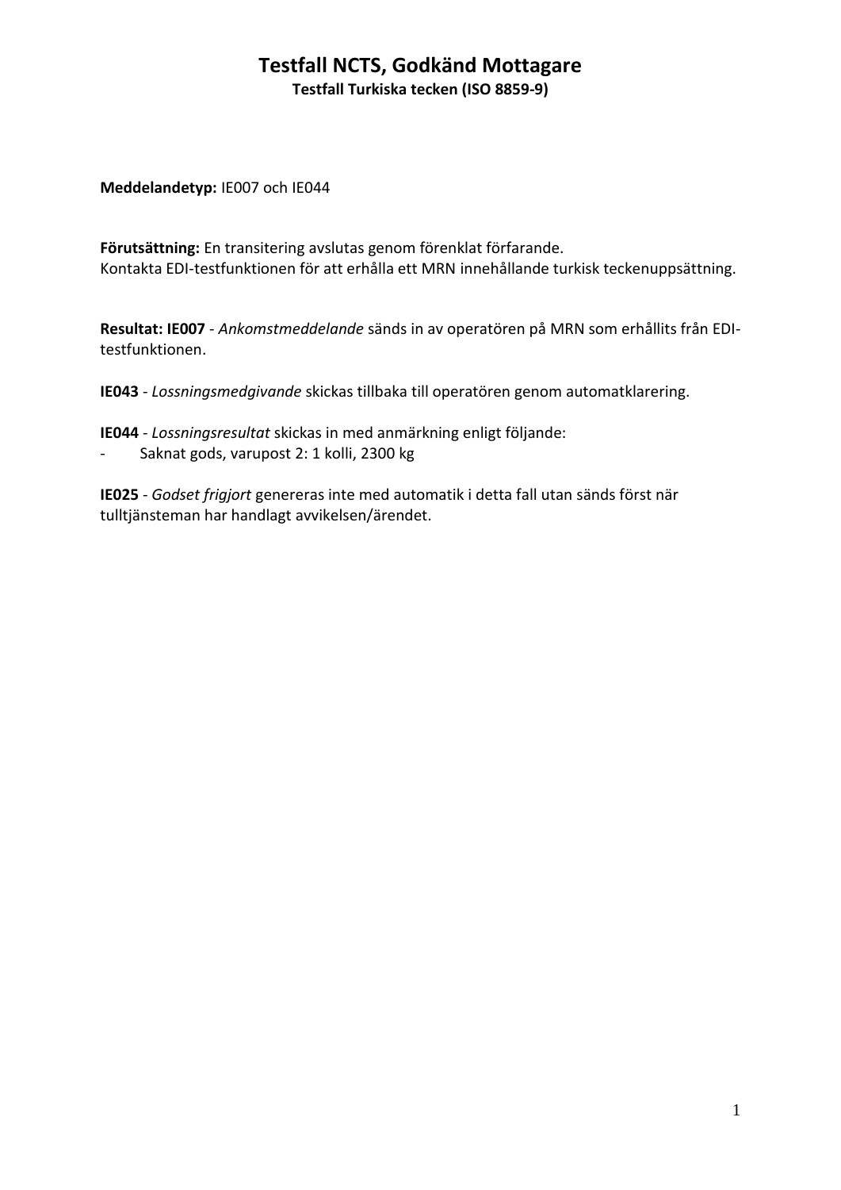# Testfall NCTS, Godkänd Mottagare

## Testfall Turkiska tecken (ISO 8859-9)

**Meddelandetyp:** IE007 och IE044

**Förutsättning:** En transitering avslutas genom förenklat förfarande.
Kontakta EDI-testfunktionen för att erhålla ett MRN innehållande turkisk teckenuppsättning.

**Resultat: IE007** - *Ankomstmeddelande* sänds in av operatören på MRN som erhållits från EDI-testfunktionen.

**IE043** - *Lossningsmedgivande* skickas tillbaka till operatören genom automatklarering.

**IE044** - *Lossningsresultat* skickas in med anmärkning enligt följande:

- Saknat gods, varupost 2: 1 kolli, 2300 kg

**IE025** - *Godset frigjort* genereras inte med automatik i detta fall utan sänds först när tulltjänsteman har handlagt avvikelsen/ärendet.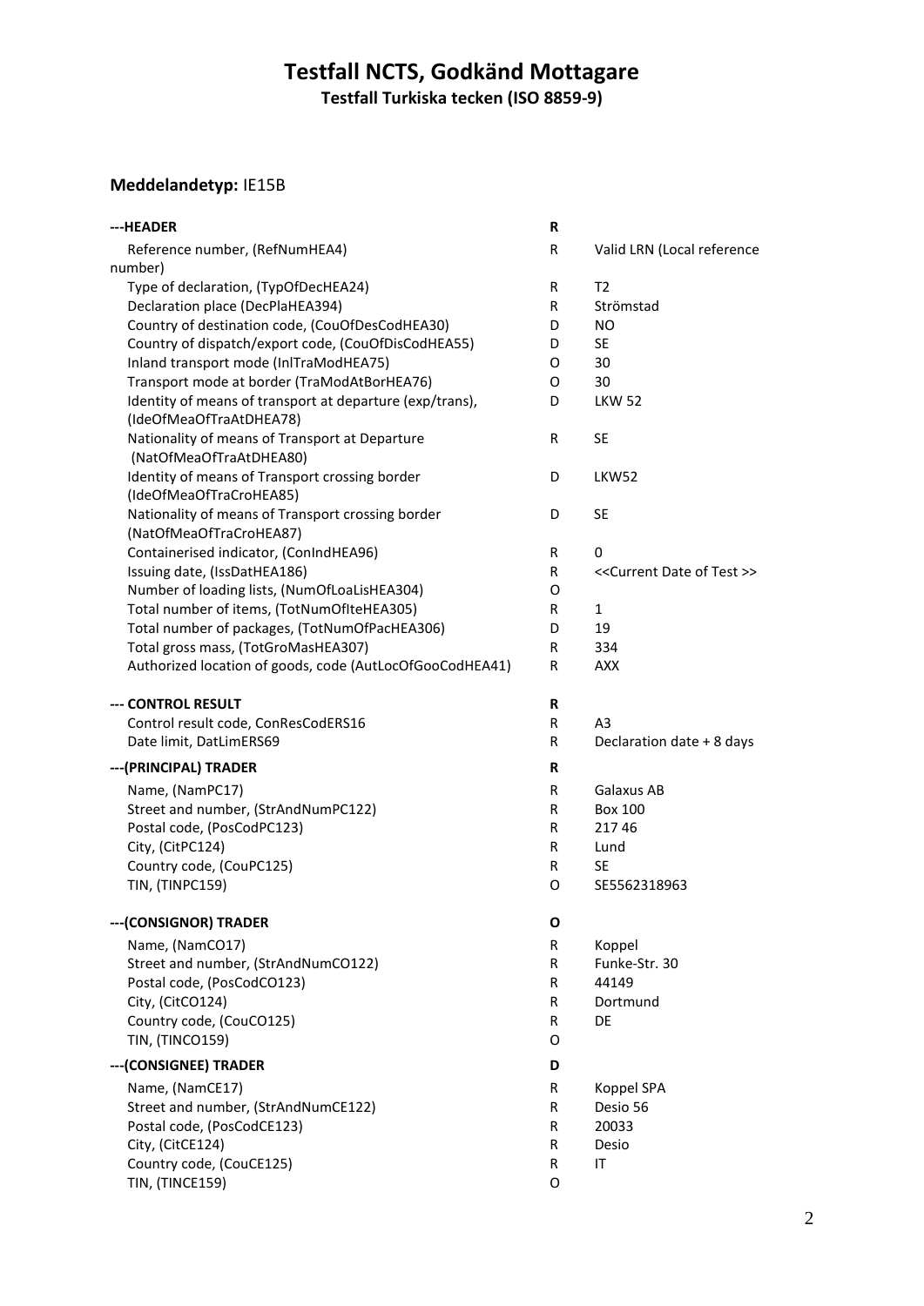# Testfall NCTS, Godkänd Mottagare

**Testfall Turkiska tecken (ISO 8859-9)**

**Meddelandetyp:** IE15B

| | | |
|---|---|---|
| **---HEADER** | **R** | |
| Reference number, (RefNumHEA4) | R | Valid LRN (Local reference number) |
| Type of declaration, (TypOfDecHEA24) | R | T2 |
| Declaration place (DecPlaHEA394) | R | Strömstad |
| Country of destination code, (CouOfDesCodHEA30) | D | NO |
| Country of dispatch/export code, (CouOfDisCodHEA55) | D | SE |
| Inland transport mode (InlTraModHEA75) | O | 30 |
| Transport mode at border (TraModAtBorHEA76) | O | 30 |
| Identity of means of transport at departure (exp/trans), (IdeOfMeaOfTraAtDHEA78) | D | LKW 52 |
| Nationality of means of Transport at Departure (NatOfMeaOfTraAtDHEA80) | R | SE |
| Identity of means of Transport crossing border (IdeOfMeaOfTraCroHEA85) | D | LKW52 |
| Nationality of means of Transport crossing border (NatOfMeaOfTraCroHEA87) | D | SE |
| Containerised indicator, (ConIndHEA96) | R | 0 |
| Issuing date, (IssDatHEA186) | R | <<Current Date of Test >> |
| Number of loading lists, (NumOfLoaLisHEA304) | O | |
| Total number of items, (TotNumOfIteHEA305) | R | 1 |
| Total number of packages, (TotNumOfPacHEA306) | D | 19 |
| Total gross mass, (TotGroMasHEA307) | R | 334 |
| Authorized location of goods, code (AutLocOfGooCodHEA41) | R | AXX |
| **--- CONTROL RESULT** | **R** | |
| Control result code, ConResCodERS16 | R | A3 |
| Date limit, DatLimERS69 | R | Declaration date + 8 days |
| **---(PRINCIPAL) TRADER** | **R** | |
| Name, (NamPC17) | R | Galaxus AB |
| Street and number, (StrAndNumPC122) | R | Box 100 |
| Postal code, (PosCodPC123) | R | 217 46 |
| City, (CitPC124) | R | Lund |
| Country code, (CouPC125) | R | SE |
| TIN, (TINPC159) | O | SE5562318963 |
| **---(CONSIGNOR) TRADER** | **O** | |
| Name, (NamCO17) | R | Koppel |
| Street and number, (StrAndNumCO122) | R | Funke-Str. 30 |
| Postal code, (PosCodCO123) | R | 44149 |
| City, (CitCO124) | R | Dortmund |
| Country code, (CouCO125) | R | DE |
| TIN, (TINCO159) | O | |
| **---(CONSIGNEE) TRADER** | **D** | |
| Name, (NamCE17) | R | Koppel SPA |
| Street and number, (StrAndNumCE122) | R | Desio 56 |
| Postal code, (PosCodCE123) | R | 20033 |
| City, (CitCE124) | R | Desio |
| Country code, (CouCE125) | R | IT |
| TIN, (TINCE159) | O | |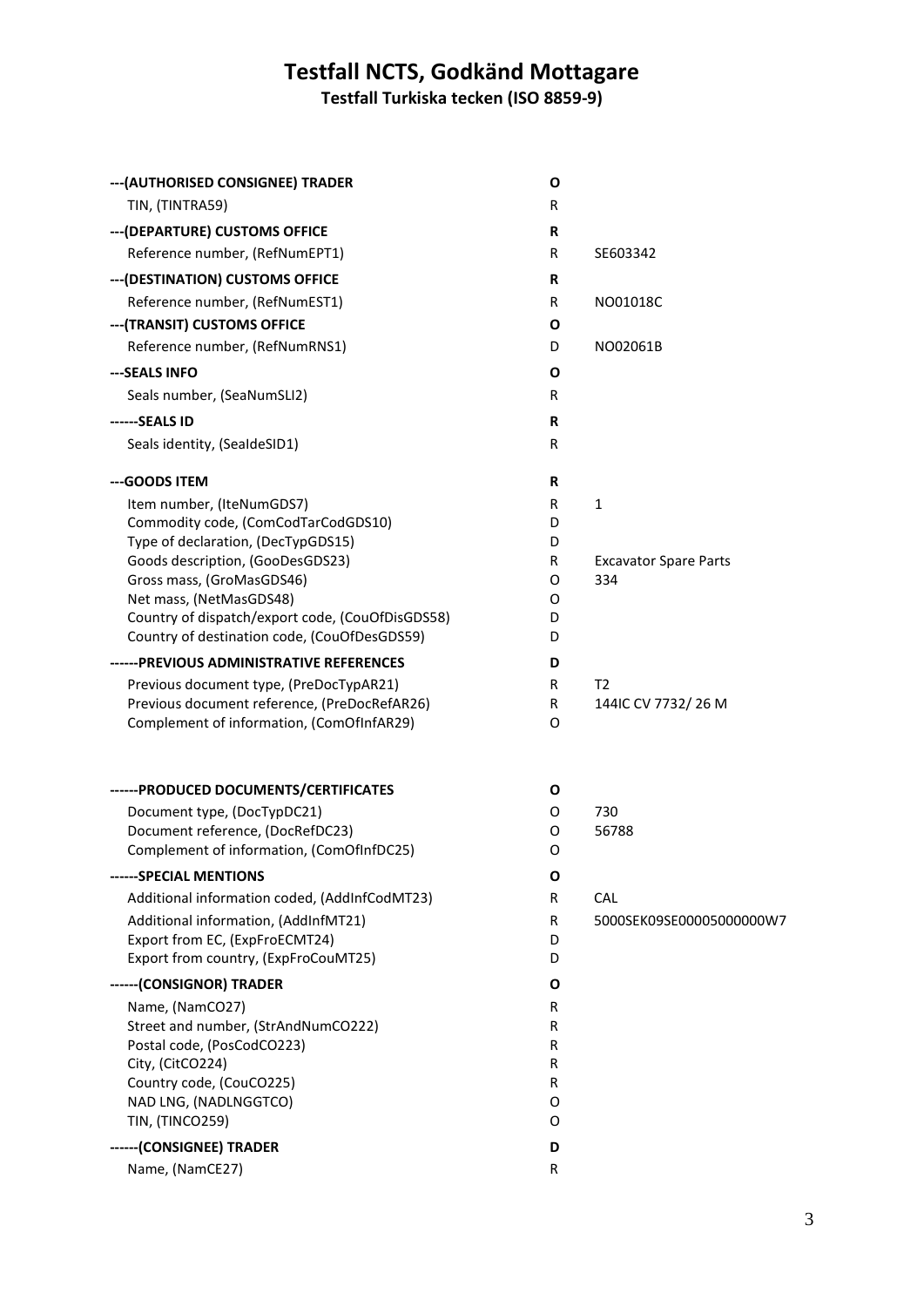# Testfall NCTS, Godkänd Mottagare

## Testfall Turkiska tecken (ISO 8859-9)

| | | |
|---|---|---|
| **---(AUTHORISED CONSIGNEE) TRADER** | **O** | |
| TIN, (TINTRA59) | R | |
| **---(DEPARTURE) CUSTOMS OFFICE** | **R** | |
| Reference number, (RefNumEPT1) | R | SE603342 |
| **---(DESTINATION) CUSTOMS OFFICE** | **R** | |
| Reference number, (RefNumEST1) | R | NO01018C |
| **---(TRANSIT) CUSTOMS OFFICE** | **O** | |
| Reference number, (RefNumRNS1) | D | NO02061B |
| **---SEALS INFO** | **O** | |
| Seals number, (SeaNumSLI2) | R | |
| **------SEALS ID** | **R** | |
| Seals identity, (SealdeSID1) | R | |
| **---GOODS ITEM** | **R** | |
| Item number, (IteNumGDS7) | R | 1 |
| Commodity code, (ComCodTarCodGDS10) | D | |
| Type of declaration, (DecTypGDS15) | D | |
| Goods description, (GooDesGDS23) | R | Excavator Spare Parts |
| Gross mass, (GroMasGDS46) | O | 334 |
| Net mass, (NetMasGDS48) | O | |
| Country of dispatch/export code, (CouOfDisGDS58) | D | |
| Country of destination code, (CouOfDesGDS59) | D | |
| **------PREVIOUS ADMINISTRATIVE REFERENCES** | **D** | |
| Previous document type, (PreDocTypAR21) | R | T2 |
| Previous document reference, (PreDocRefAR26) | R | 144IC CV 7732/ 26 M |
| Complement of information, (ComOfInfAR29) | O | |
| **------PRODUCED DOCUMENTS/CERTIFICATES** | **O** | |
| Document type, (DocTypDC21) | O | 730 |
| Document reference, (DocRefDC23) | O | 56788 |
| Complement of information, (ComOfInfDC25) | O | |
| **------SPECIAL MENTIONS** | **O** | |
| Additional information coded, (AddInfCodMT23) | R | CAL |
| Additional information, (AddInfMT21) | R | 5000SEK09SE00005000000W7 |
| Export from EC, (ExpFroECMT24) | D | |
| Export from country, (ExpFroCouMT25) | D | |
| **------(CONSIGNOR) TRADER** | **O** | |
| Name, (NamCO27) | R | |
| Street and number, (StrAndNumCO222) | R | |
| Postal code, (PosCodCO223) | R | |
| City, (CitCO224) | R | |
| Country code, (CouCO225) | R | |
| NAD LNG, (NADLNGGTCO) | O | |
| TIN, (TINCO259) | O | |
| **------(CONSIGNEE) TRADER** | **D** | |
| Name, (NamCE27) | R | |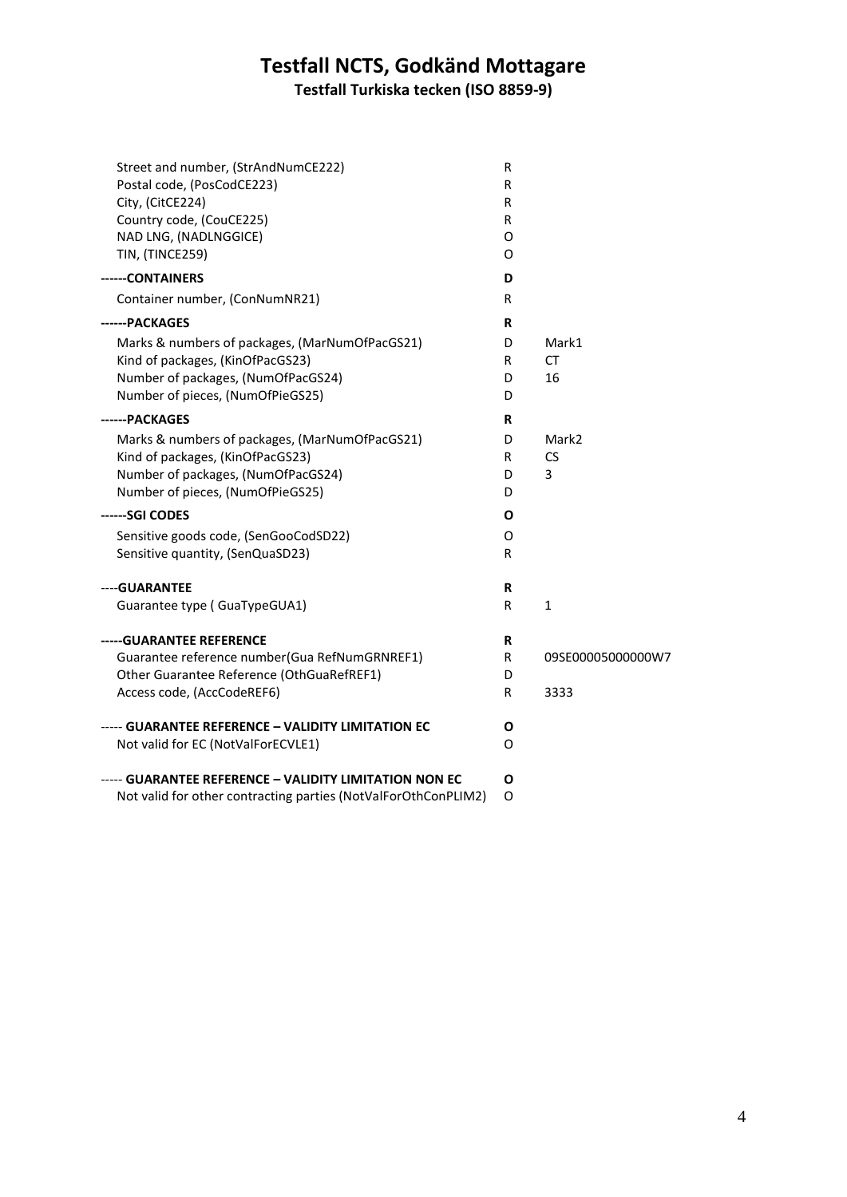# Testfall NCTS, Godkänd Mottagare

**Testfall Turkiska tecken (ISO 8859-9)**

| | | |
|---|---|---|
| Street and number, (StrAndNumCE222) | R | |
| Postal code, (PosCodCE223) | R | |
| City, (CitCE224) | R | |
| Country code, (CouCE225) | R | |
| NAD LNG, (NADLNGGICE) | O | |
| TIN, (TINCE259) | O | |
| **------CONTAINERS** | **D** | |
| Container number, (ConNumNR21) | R | |
| **------PACKAGES** | **R** | |
| Marks & numbers of packages, (MarNumOfPacGS21) | D | Mark1 |
| Kind of packages, (KinOfPacGS23) | R | CT |
| Number of packages, (NumOfPacGS24) | D | 16 |
| Number of pieces, (NumOfPieGS25) | D | |
| **------PACKAGES** | **R** | |
| Marks & numbers of packages, (MarNumOfPacGS21) | D | Mark2 |
| Kind of packages, (KinOfPacGS23) | R | CS |
| Number of packages, (NumOfPacGS24) | D | 3 |
| Number of pieces, (NumOfPieGS25) | D | |
| **------SGI CODES** | **O** | |
| Sensitive goods code, (SenGooCodSD22) | O | |
| Sensitive quantity, (SenQuaSD23) | R | |
| ----**GUARANTEE** | **R** | |
| Guarantee type ( GuaTypeGUA1) | R | 1 |
| **-----GUARANTEE REFERENCE** | **R** | |
| Guarantee reference number(Gua RefNumGRNREF1) | R | 09SE00005000000W7 |
| Other Guarantee Reference (OthGuaRefREF1) | D | |
| Access code, (AccCodeREF6) | R | 3333 |
| ----- **GUARANTEE REFERENCE – VALIDITY LIMITATION EC** | **O** | |
| Not valid for EC (NotValForECVLE1) | O | |
| ----- **GUARANTEE REFERENCE – VALIDITY LIMITATION NON EC** | **O** | |
| Not valid for other contracting parties (NotValForOthConPLIM2) | O | |